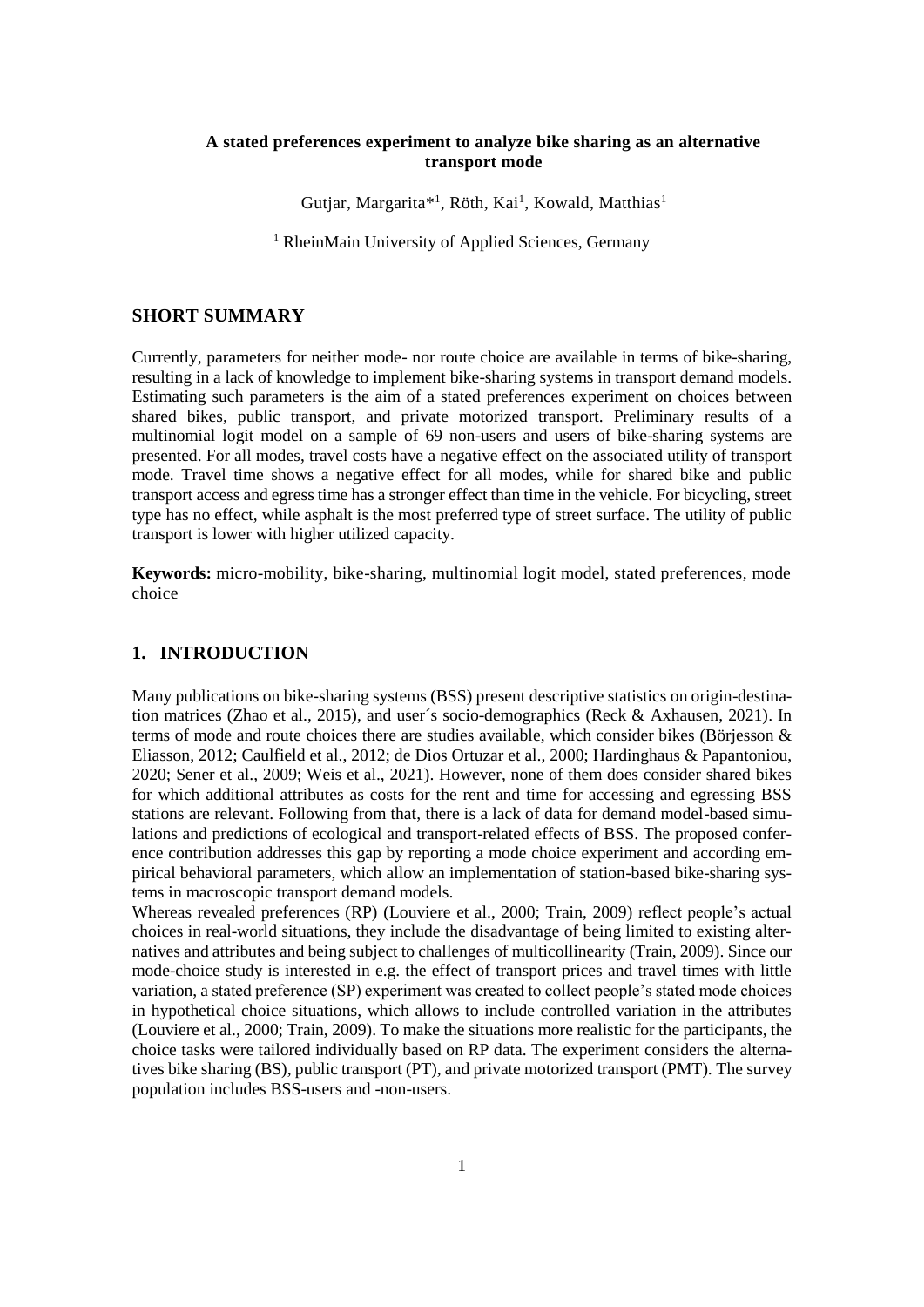# A stated preferences experiment to analyze bike sharing as an alternative transport mode

Gutjar, Margarita*[1], Röth, Kai[1], Kowald, Matthias[1]

[1] RheinMain University of Applied Sciences, Germany

## SHORT SUMMARY

Currently, parameters for neither mode- nor route choice are available in terms of bike-sharing, resulting in a lack of knowledge to implement bike-sharing systems in transport demand models. Estimating such parameters is the aim of a stated preferences experiment on choices between shared bikes, public transport, and private motorized transport. Preliminary results of a multinomial logit model on a sample of 69 non-users and users of bike-sharing systems are presented. For all modes, travel costs have a negative effect on the associated utility of transport mode. Travel time shows a negative effect for all modes, while for shared bike and public transport access and egress time has a stronger effect than time in the vehicle. For bicycling, street type has no effect, while asphalt is the most preferred type of street surface. The utility of public transport is lower with higher utilized capacity.

**Keywords:** micro-mobility, bike-sharing, multinomial logit model, stated preferences, mode choice

## 1. INTRODUCTION

Many publications on bike-sharing systems (BSS) present descriptive statistics on origin-destination matrices (Zhao et al., 2015), and user´s socio-demographics (Reck & Axhausen, 2021). In terms of mode and route choices there are studies available, which consider bikes (Börjesson & Eliasson, 2012; Caulfield et al., 2012; de Dios Ortuzar et al., 2000; Hardinghaus & Papantoniou, 2020; Sener et al., 2009; Weis et al., 2021). However, none of them does consider shared bikes for which additional attributes as costs for the rent and time for accessing and egressing BSS stations are relevant. Following from that, there is a lack of data for demand model-based simulations and predictions of ecological and transport-related effects of BSS. The proposed conference contribution addresses this gap by reporting a mode choice experiment and according empirical behavioral parameters, which allow an implementation of station-based bike-sharing systems in macroscopic transport demand models.

Whereas revealed preferences (RP) (Louviere et al., 2000; Train, 2009) reflect people's actual choices in real-world situations, they include the disadvantage of being limited to existing alternatives and attributes and being subject to challenges of multicollinearity (Train, 2009). Since our mode-choice study is interested in e.g. the effect of transport prices and travel times with little variation, a stated preference (SP) experiment was created to collect people's stated mode choices in hypothetical choice situations, which allows to include controlled variation in the attributes (Louviere et al., 2000; Train, 2009). To make the situations more realistic for the participants, the choice tasks were tailored individually based on RP data. The experiment considers the alternatives bike sharing (BS), public transport (PT), and private motorized transport (PMT). The survey population includes BSS-users and -non-users.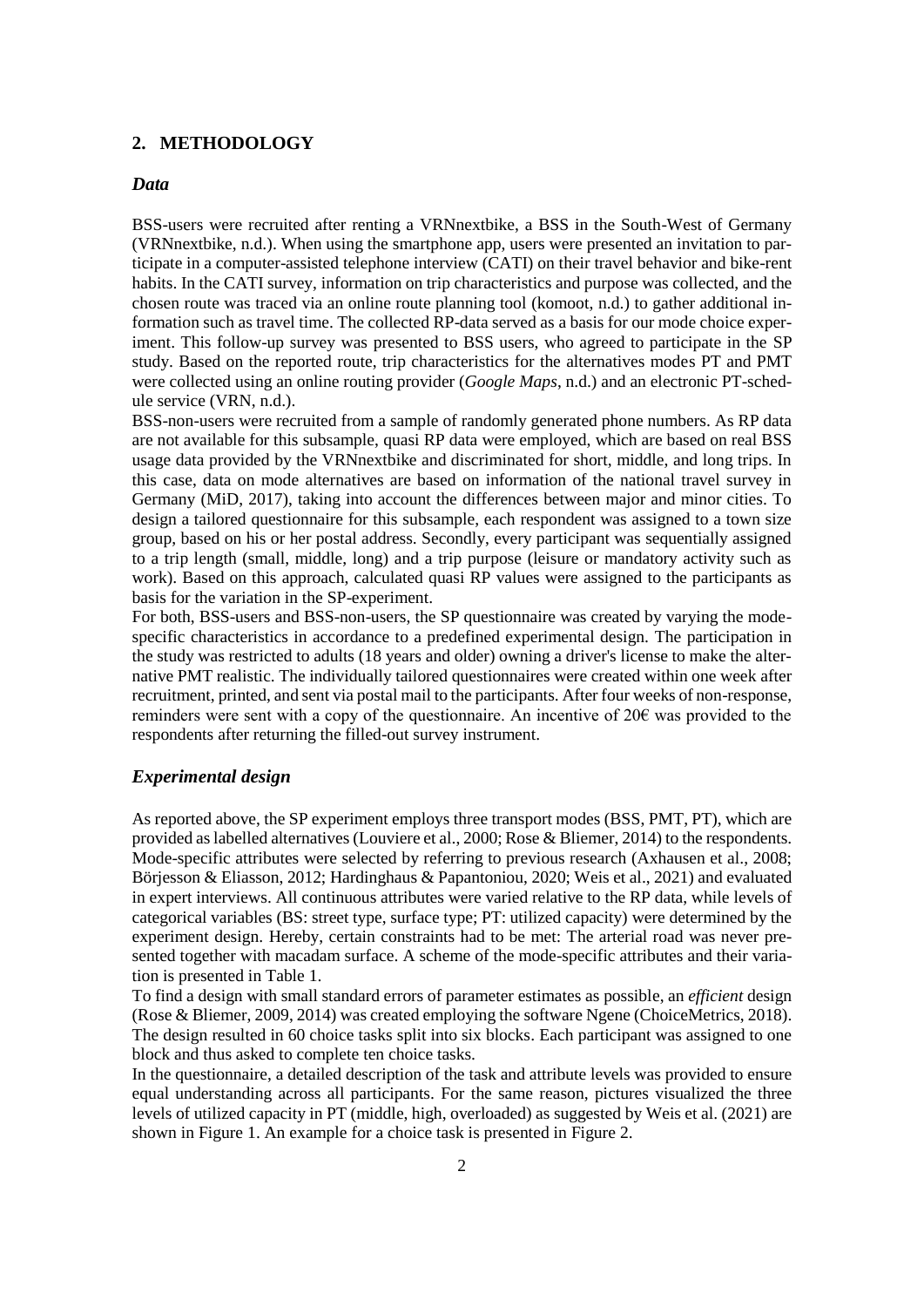## 2. METHODOLOGY

### *Data*

BSS-users were recruited after renting a VRNnextbike, a BSS in the South-West of Germany (VRNnextbike, n.d.). When using the smartphone app, users were presented an invitation to participate in a computer-assisted telephone interview (CATI) on their travel behavior and bike-rent habits. In the CATI survey, information on trip characteristics and purpose was collected, and the chosen route was traced via an online route planning tool (komoot, n.d.) to gather additional information such as travel time. The collected RP-data served as a basis for our mode choice experiment. This follow-up survey was presented to BSS users, who agreed to participate in the SP study. Based on the reported route, trip characteristics for the alternatives modes PT and PMT were collected using an online routing provider (*Google Maps*, n.d.) and an electronic PT-schedule service (VRN, n.d.).

BSS-non-users were recruited from a sample of randomly generated phone numbers. As RP data are not available for this subsample, quasi RP data were employed, which are based on real BSS usage data provided by the VRNnextbike and discriminated for short, middle, and long trips. In this case, data on mode alternatives are based on information of the national travel survey in Germany (MiD, 2017), taking into account the differences between major and minor cities. To design a tailored questionnaire for this subsample, each respondent was assigned to a town size group, based on his or her postal address. Secondly, every participant was sequentially assigned to a trip length (small, middle, long) and a trip purpose (leisure or mandatory activity such as work). Based on this approach, calculated quasi RP values were assigned to the participants as basis for the variation in the SP-experiment.

For both, BSS-users and BSS-non-users, the SP questionnaire was created by varying the mode-specific characteristics in accordance to a predefined experimental design. The participation in the study was restricted to adults (18 years and older) owning a driver's license to make the alternative PMT realistic. The individually tailored questionnaires were created within one week after recruitment, printed, and sent via postal mail to the participants. After four weeks of non-response, reminders were sent with a copy of the questionnaire. An incentive of 20€ was provided to the respondents after returning the filled-out survey instrument.

### *Experimental design*

As reported above, the SP experiment employs three transport modes (BSS, PMT, PT), which are provided as labelled alternatives (Louviere et al., 2000; Rose & Bliemer, 2014) to the respondents. Mode-specific attributes were selected by referring to previous research (Axhausen et al., 2008; Börjesson & Eliasson, 2012; Hardinghaus & Papantoniou, 2020; Weis et al., 2021) and evaluated in expert interviews. All continuous attributes were varied relative to the RP data, while levels of categorical variables (BS: street type, surface type; PT: utilized capacity) were determined by the experiment design. Hereby, certain constraints had to be met: The arterial road was never presented together with macadam surface. A scheme of the mode-specific attributes and their variation is presented in Table 1.

To find a design with small standard errors of parameter estimates as possible, an *efficient* design (Rose & Bliemer, 2009, 2014) was created employing the software Ngene (ChoiceMetrics, 2018). The design resulted in 60 choice tasks split into six blocks. Each participant was assigned to one block and thus asked to complete ten choice tasks.

In the questionnaire, a detailed description of the task and attribute levels was provided to ensure equal understanding across all participants. For the same reason, pictures visualized the three levels of utilized capacity in PT (middle, high, overloaded) as suggested by Weis et al. (2021) are shown in Figure 1. An example for a choice task is presented in Figure 2.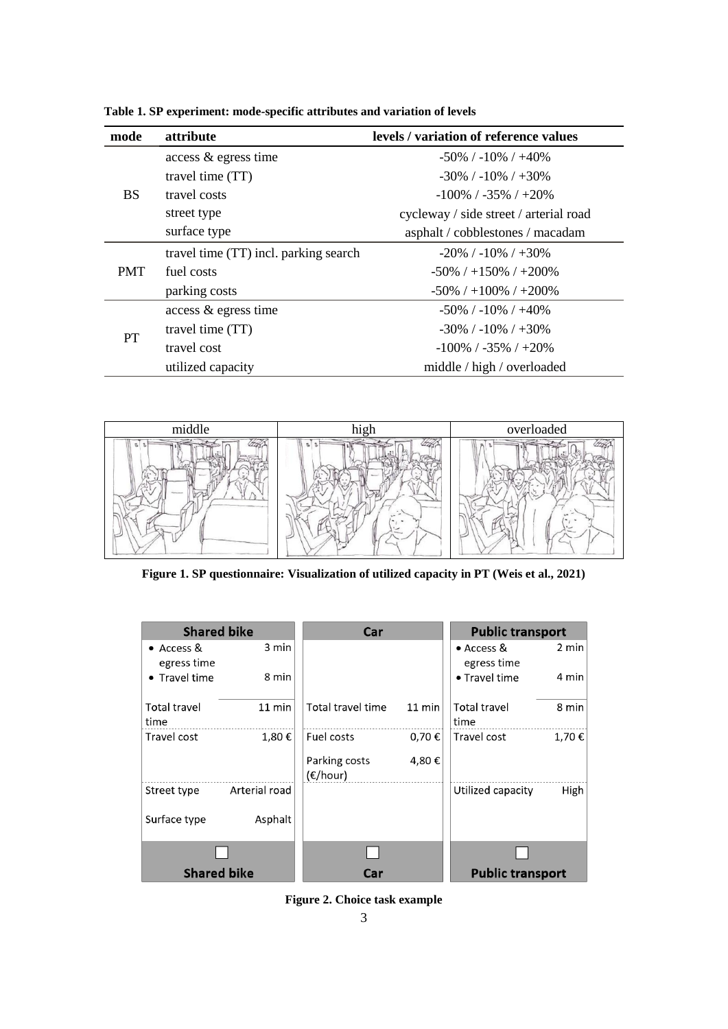**Table 1. SP experiment: mode-specific attributes and variation of levels**

| mode | attribute | levels / variation of reference values |
|---|---|---|
| BS | access & egress time | -50% / -10% / +40% |
| | travel time (TT) | -30% / -10% / +30% |
| | travel costs | -100% / -35% / +20% |
| | street type | cycleway / side street / arterial road |
| | surface type | asphalt / cobblestones / macadam |
| PMT | travel time (TT) incl. parking search | -20% / -10% / +30% |
| | fuel costs | -50% / +150% / +200% |
| | parking costs | -50% / +100% / +200% |
| PT | access & egress time | -50% / -10% / +40% |
| | travel time (TT) | -30% / -10% / +30% |
| | travel cost | -100% / -35% / +20% |
| | utilized capacity | middle / high / overloaded |

| middle | high | overloaded |
|---|---|---|

**Figure 1. SP questionnaire: Visualization of utilized capacity in PT (Weis et al., 2021)**

| Shared bike | | Car | | Public transport | |
|---|---|---|---|---|---|
| • Access & egress time | 3 min | | | • Access & egress time | 2 min |
| • Travel time | 8 min | | | • Travel time | 4 min |
| Total travel time | 11 min | Total travel time | 11 min | Total travel time | 8 min |
| Travel cost | 1,80 € | Fuel costs | 0,70 € | Travel cost | 1,70 € |
| | | Parking costs (€/hour) | 4,80 € | | |
| Street type | Arterial road | | | Utilized capacity | High |
| Surface type | Asphalt | | | | |
| ☐ Shared bike | | ☐ Car | | ☐ Public transport | |

**Figure 2. Choice task example**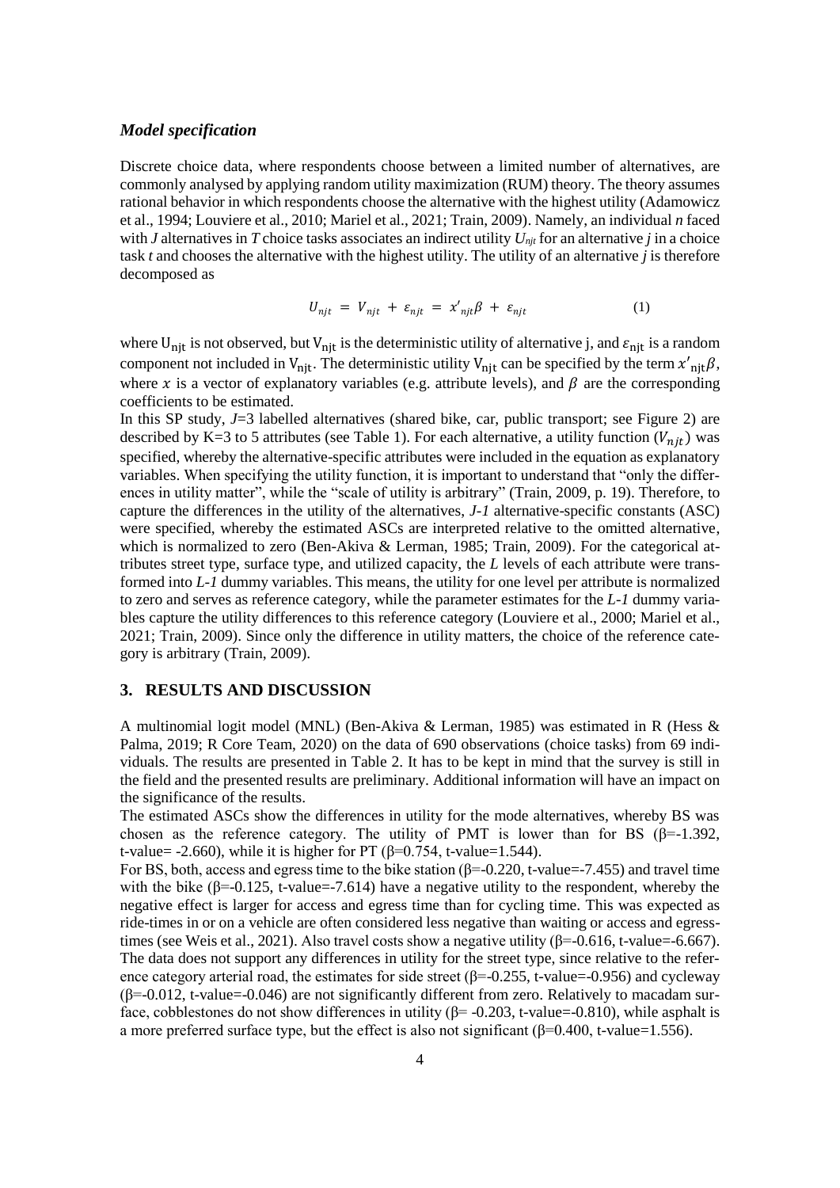### *Model specification*

Discrete choice data, where respondents choose between a limited number of alternatives, are commonly analysed by applying random utility maximization (RUM) theory. The theory assumes rational behavior in which respondents choose the alternative with the highest utility (Adamowicz et al., 1994; Louviere et al., 2010; Mariel et al., 2021; Train, 2009). Namely, an individual *n* faced with *J* alternatives in *T* choice tasks associates an indirect utility $U_{njt}$ for an alternative *j* in a choice task *t* and chooses the alternative with the highest utility. The utility of an alternative *j* is therefore decomposed as

$$U_{njt} = V_{njt} + \varepsilon_{njt} = x'_{njt}\beta + \varepsilon_{njt} \tag{1}$$

where $\mathrm{U_{njt}}$ is not observed, but $\mathrm{V_{njt}}$ is the deterministic utility of alternative j, and $\varepsilon_{\mathrm{njt}}$ is a random component not included in $\mathrm{V_{njt}}$. The deterministic utility $\mathrm{V_{njt}}$ can be specified by the term $x'_{\mathrm{njt}}\beta$, where $x$ is a vector of explanatory variables (e.g. attribute levels), and $\beta$ are the corresponding coefficients to be estimated.

In this SP study, *J*=3 labelled alternatives (shared bike, car, public transport; see Figure 2) are described by K=3 to 5 attributes (see Table 1). For each alternative, a utility function ($V_{njt}$) was specified, whereby the alternative-specific attributes were included in the equation as explanatory variables. When specifying the utility function, it is important to understand that "only the differences in utility matter", while the "scale of utility is arbitrary" (Train, 2009, p. 19). Therefore, to capture the differences in the utility of the alternatives, *J-1* alternative-specific constants (ASC) were specified, whereby the estimated ASCs are interpreted relative to the omitted alternative, which is normalized to zero (Ben-Akiva & Lerman, 1985; Train, 2009). For the categorical attributes street type, surface type, and utilized capacity, the *L* levels of each attribute were transformed into *L-1* dummy variables. This means, the utility for one level per attribute is normalized to zero and serves as reference category, while the parameter estimates for the *L-1* dummy variables capture the utility differences to this reference category (Louviere et al., 2000; Mariel et al., 2021; Train, 2009). Since only the difference in utility matters, the choice of the reference category is arbitrary (Train, 2009).

## 3. RESULTS AND DISCUSSION

A multinomial logit model (MNL) (Ben-Akiva & Lerman, 1985) was estimated in R (Hess & Palma, 2019; R Core Team, 2020) on the data of 690 observations (choice tasks) from 69 individuals. The results are presented in Table 2. It has to be kept in mind that the survey is still in the field and the presented results are preliminary. Additional information will have an impact on the significance of the results.

The estimated ASCs show the differences in utility for the mode alternatives, whereby BS was chosen as the reference category. The utility of PMT is lower than for BS (β=-1.392, t-value= -2.660), while it is higher for PT (β=0.754, t-value=1.544).

For BS, both, access and egress time to the bike station (β=-0.220, t-value=-7.455) and travel time with the bike (β=-0.125, t-value=-7.614) have a negative utility to the respondent, whereby the negative effect is larger for access and egress time than for cycling time. This was expected as ride-times in or on a vehicle are often considered less negative than waiting or access and egress-times (see Weis et al., 2021). Also travel costs show a negative utility (β=-0.616, t-value=-6.667). The data does not support any differences in utility for the street type, since relative to the reference category arterial road, the estimates for side street (β=-0.255, t-value=-0.956) and cycleway (β=-0.012, t-value=-0.046) are not significantly different from zero. Relatively to macadam surface, cobblestones do not show differences in utility (β= -0.203, t-value=-0.810), while asphalt is a more preferred surface type, but the effect is also not significant (β=0.400, t-value=1.556).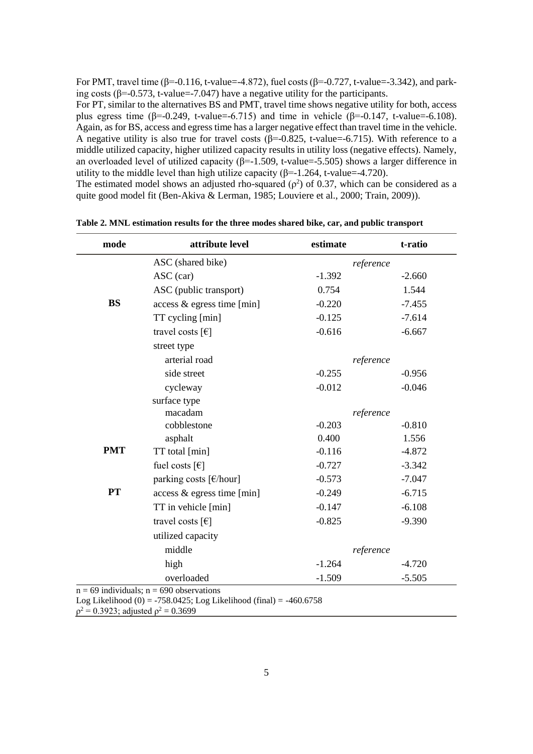For PMT, travel time (β=-0.116, t-value=-4.872), fuel costs (β=-0.727, t-value=-3.342), and parking costs (β=-0.573, t-value=-7.047) have a negative utility for the participants.

For PT, similar to the alternatives BS and PMT, travel time shows negative utility for both, access plus egress time (β=-0.249, t-value=-6.715) and time in vehicle (β=-0.147, t-value=-6.108). Again, as for BS, access and egress time has a larger negative effect than travel time in the vehicle. A negative utility is also true for travel costs (β=-0.825, t-value=-6.715). With reference to a middle utilized capacity, higher utilized capacity results in utility loss (negative effects). Namely, an overloaded level of utilized capacity (β=-1.509, t-value=-5.505) shows a larger difference in utility to the middle level than high utilize capacity (β=-1.264, t-value=-4.720).

The estimated model shows an adjusted rho-squared ($\rho^2$) of 0.37, which can be considered as a quite good model fit (Ben-Akiva & Lerman, 1985; Louviere et al., 2000; Train, 2009)).

**Table 2. MNL estimation results for the three modes shared bike, car, and public transport**

| mode | attribute level | estimate | t-ratio |
|---|---|---|---|
| | ASC (shared bike) | *reference* | |
| | ASC (car) | -1.392 | -2.660 |
| | ASC (public transport) | 0.754 | 1.544 |
| **BS** | access & egress time [min] | -0.220 | -7.455 |
| | TT cycling [min] | -0.125 | -7.614 |
| | travel costs [€] | -0.616 | -6.667 |
| | street type | | |
| | arterial road | *reference* | |
| | side street | -0.255 | -0.956 |
| | cycleway | -0.012 | -0.046 |
| | surface type | | |
| | macadam | *reference* | |
| | cobblestone | -0.203 | -0.810 |
| | asphalt | 0.400 | 1.556 |
| **PMT** | TT total [min] | -0.116 | -4.872 |
| | fuel costs [€] | -0.727 | -3.342 |
| | parking costs [€/hour] | -0.573 | -7.047 |
| **PT** | access & egress time [min] | -0.249 | -6.715 |
| | TT in vehicle [min] | -0.147 | -6.108 |
| | travel costs [€] | -0.825 | -9.390 |
| | utilized capacity | | |
| | middle | *reference* | |
| | high | -1.264 | -4.720 |
| | overloaded | -1.509 | -5.505 |

n = 69 individuals; n = 690 observations

Log Likelihood (0) = -758.0425; Log Likelihood (final) = -460.6758

$\rho^2$ = 0.3923; adjusted $\rho^2$ = 0.3699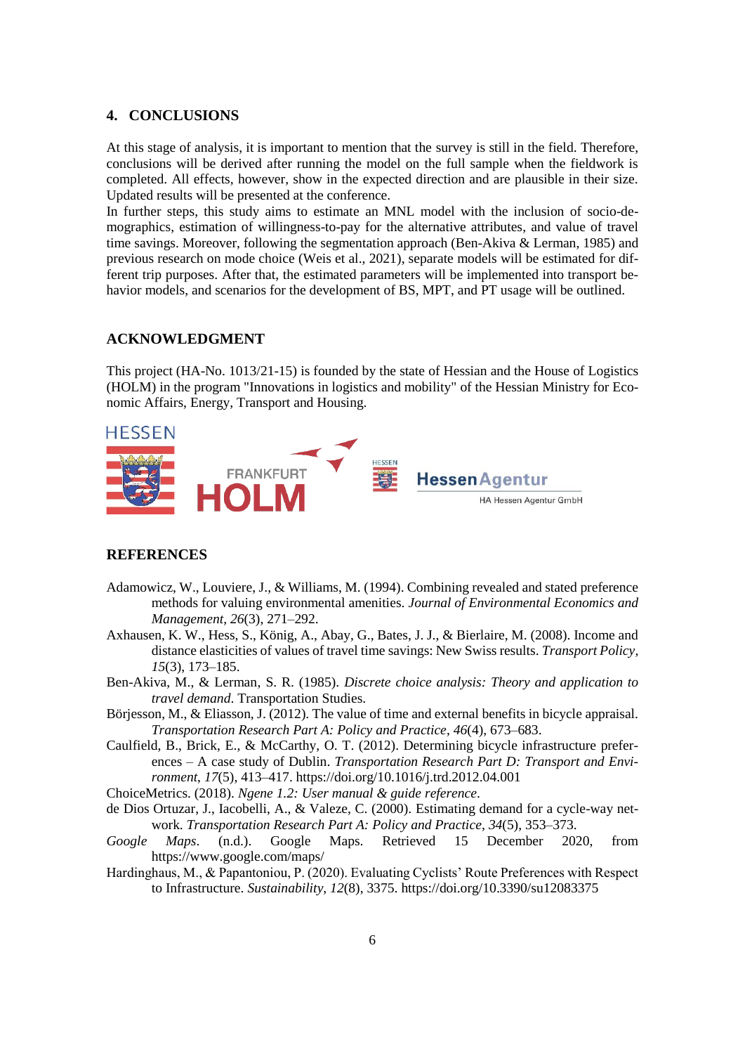## 4. CONCLUSIONS

At this stage of analysis, it is important to mention that the survey is still in the field. Therefore, conclusions will be derived after running the model on the full sample when the fieldwork is completed. All effects, however, show in the expected direction and are plausible in their size. Updated results will be presented at the conference.

In further steps, this study aims to estimate an MNL model with the inclusion of socio-demographics, estimation of willingness-to-pay for the alternative attributes, and value of travel time savings. Moreover, following the segmentation approach (Ben-Akiva & Lerman, 1985) and previous research on mode choice (Weis et al., 2021), separate models will be estimated for different trip purposes. After that, the estimated parameters will be implemented into transport behavior models, and scenarios for the development of BS, MPT, and PT usage will be outlined.

## ACKNOWLEDGMENT

This project (HA-No. 1013/21-15) is founded by the state of Hessian and the House of Logistics (HOLM) in the program "Innovations in logistics and mobility" of the Hessian Ministry for Economic Affairs, Energy, Transport and Housing.

## REFERENCES

Adamowicz, W., Louviere, J., & Williams, M. (1994). Combining revealed and stated preference methods for valuing environmental amenities. *Journal of Environmental Economics and Management*, *26*(3), 271–292.

Axhausen, K. W., Hess, S., König, A., Abay, G., Bates, J. J., & Bierlaire, M. (2008). Income and distance elasticities of values of travel time savings: New Swiss results. *Transport Policy*, *15*(3), 173–185.

Ben-Akiva, M., & Lerman, S. R. (1985). *Discrete choice analysis: Theory and application to travel demand*. Transportation Studies.

Börjesson, M., & Eliasson, J. (2012). The value of time and external benefits in bicycle appraisal. *Transportation Research Part A: Policy and Practice*, *46*(4), 673–683.

Caulfield, B., Brick, E., & McCarthy, O. T. (2012). Determining bicycle infrastructure preferences – A case study of Dublin. *Transportation Research Part D: Transport and Environment*, *17*(5), 413–417. https://doi.org/10.1016/j.trd.2012.04.001

ChoiceMetrics. (2018). *Ngene 1.2: User manual & guide reference*.

de Dios Ortuzar, J., Iacobelli, A., & Valeze, C. (2000). Estimating demand for a cycle-way network. *Transportation Research Part A: Policy and Practice*, *34*(5), 353–373.

*Google Maps*. (n.d.). Google Maps. Retrieved 15 December 2020, from https://www.google.com/maps/

Hardinghaus, M., & Papantoniou, P. (2020). Evaluating Cyclists' Route Preferences with Respect to Infrastructure. *Sustainability*, *12*(8), 3375. https://doi.org/10.3390/su12083375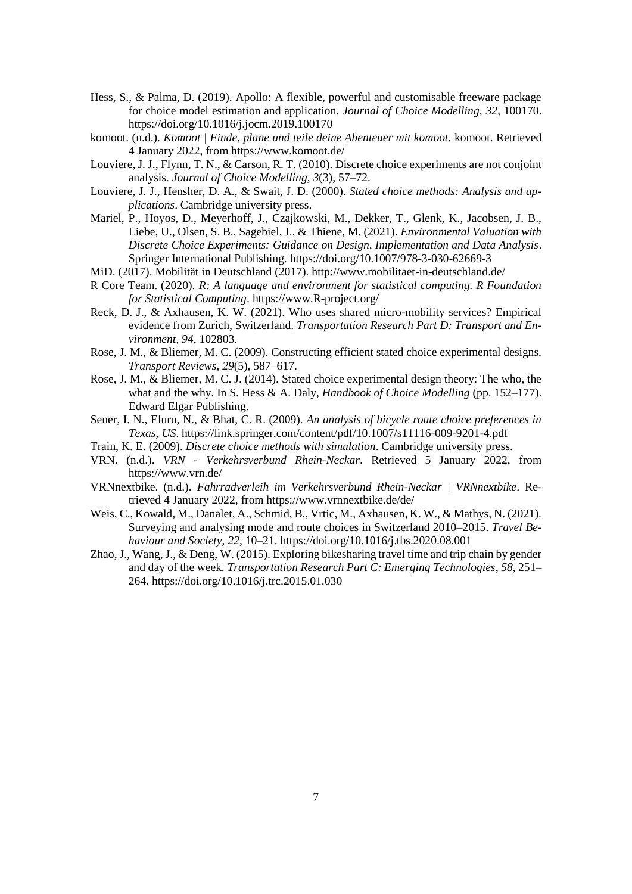Hess, S., & Palma, D. (2019). Apollo: A flexible, powerful and customisable freeware package for choice model estimation and application. *Journal of Choice Modelling*, *32*, 100170. https://doi.org/10.1016/j.jocm.2019.100170

komoot. (n.d.). *Komoot | Finde, plane und teile deine Abenteuer mit komoot.* komoot. Retrieved 4 January 2022, from https://www.komoot.de/

Louviere, J. J., Flynn, T. N., & Carson, R. T. (2010). Discrete choice experiments are not conjoint analysis. *Journal of Choice Modelling*, *3*(3), 57–72.

Louviere, J. J., Hensher, D. A., & Swait, J. D. (2000). *Stated choice methods: Analysis and applications*. Cambridge university press.

Mariel, P., Hoyos, D., Meyerhoff, J., Czajkowski, M., Dekker, T., Glenk, K., Jacobsen, J. B., Liebe, U., Olsen, S. B., Sagebiel, J., & Thiene, M. (2021). *Environmental Valuation with Discrete Choice Experiments: Guidance on Design, Implementation and Data Analysis*. Springer International Publishing. https://doi.org/10.1007/978-3-030-62669-3

MiD. (2017). Mobilität in Deutschland (2017). http://www.mobilitaet-in-deutschland.de/

R Core Team. (2020). *R: A language and environment for statistical computing. R Foundation for Statistical Computing*. https://www.R-project.org/

Reck, D. J., & Axhausen, K. W. (2021). Who uses shared micro-mobility services? Empirical evidence from Zurich, Switzerland. *Transportation Research Part D: Transport and Environment*, *94*, 102803.

Rose, J. M., & Bliemer, M. C. (2009). Constructing efficient stated choice experimental designs. *Transport Reviews*, *29*(5), 587–617.

Rose, J. M., & Bliemer, M. C. J. (2014). Stated choice experimental design theory: The who, the what and the why. In S. Hess & A. Daly, *Handbook of Choice Modelling* (pp. 152–177). Edward Elgar Publishing.

Sener, I. N., Eluru, N., & Bhat, C. R. (2009). *An analysis of bicycle route choice preferences in Texas, US*. https://link.springer.com/content/pdf/10.1007/s11116-009-9201-4.pdf

Train, K. E. (2009). *Discrete choice methods with simulation*. Cambridge university press.

VRN. (n.d.). *VRN - Verkehrsverbund Rhein-Neckar*. Retrieved 5 January 2022, from https://www.vrn.de/

VRNnextbike. (n.d.). *Fahrradverleih im Verkehrsverbund Rhein-Neckar | VRNnextbike*. Retrieved 4 January 2022, from https://www.vrnnextbike.de/de/

Weis, C., Kowald, M., Danalet, A., Schmid, B., Vrtic, M., Axhausen, K. W., & Mathys, N. (2021). Surveying and analysing mode and route choices in Switzerland 2010–2015. *Travel Behaviour and Society*, *22*, 10–21. https://doi.org/10.1016/j.tbs.2020.08.001

Zhao, J., Wang, J., & Deng, W. (2015). Exploring bikesharing travel time and trip chain by gender and day of the week. *Transportation Research Part C: Emerging Technologies*, *58*, 251–264. https://doi.org/10.1016/j.trc.2015.01.030